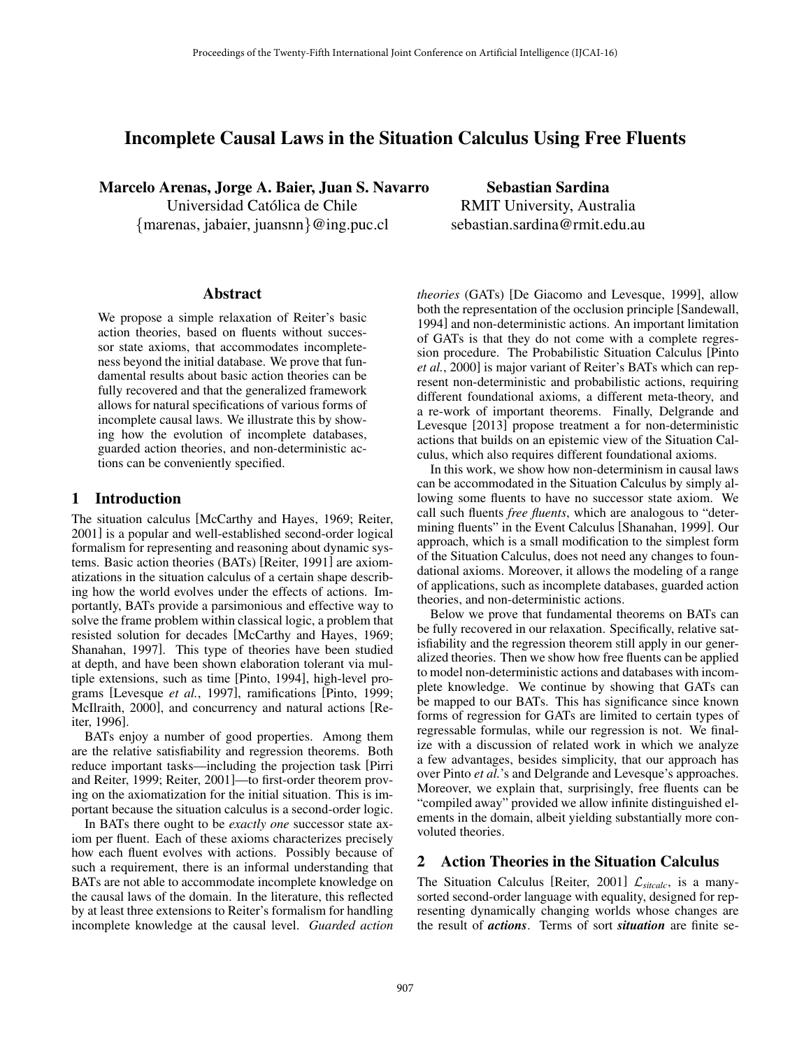# Incomplete Causal Laws in the Situation Calculus Using Free Fluents

**Marcelo Arenas, Jorge A. Baier, Juan S. Navarro**
Universidad Católica de Chile
{marenas, jabaier, juansnn}@ing.puc.cl

**Sebastian Sardina**
RMIT University, Australia
sebastian.sardina@rmit.edu.au

## Abstract

We propose a simple relaxation of Reiter's basic action theories, based on fluents without successor state axioms, that accommodates incompleteness beyond the initial database. We prove that fundamental results about basic action theories can be fully recovered and that the generalized framework allows for natural specifications of various forms of incomplete causal laws. We illustrate this by showing how the evolution of incomplete databases, guarded action theories, and non-deterministic actions can be conveniently specified.

## 1 Introduction

The situation calculus [McCarthy and Hayes, 1969; Reiter, 2001] is a popular and well-established second-order logical formalism for representing and reasoning about dynamic systems. Basic action theories (BATs) [Reiter, 1991] are axiomatizations in the situation calculus of a certain shape describing how the world evolves under the effects of actions. Importantly, BATs provide a parsimonious and effective way to solve the frame problem within classical logic, a problem that resisted solution for decades [McCarthy and Hayes, 1969; Shanahan, 1997]. This type of theories have been studied at depth, and have been shown elaboration tolerant via multiple extensions, such as time [Pinto, 1994], high-level programs [Levesque *et al.*, 1997], ramifications [Pinto, 1999; McIlraith, 2000], and concurrency and natural actions [Reiter, 1996].

BATs enjoy a number of good properties. Among them are the relative satisfiability and regression theorems. Both reduce important tasks—including the projection task [Pirri and Reiter, 1999; Reiter, 2001]—to first-order theorem proving on the axiomatization for the initial situation. This is important because the situation calculus is a second-order logic.

In BATs there ought to be *exactly one* successor state axiom per fluent. Each of these axioms characterizes precisely how each fluent evolves with actions. Possibly because of such a requirement, there is an informal understanding that BATs are not able to accommodate incomplete knowledge on the causal laws of the domain. In the literature, this reflected by at least three extensions to Reiter's formalism for handling incomplete knowledge at the causal level. *Guarded action theories* (GATs) [De Giacomo and Levesque, 1999], allow both the representation of the occlusion principle [Sandewall, 1994] and non-deterministic actions. An important limitation of GATs is that they do not come with a complete regression procedure. The Probabilistic Situation Calculus [Pinto *et al.*, 2000] is major variant of Reiter's BATs which can represent non-deterministic and probabilistic actions, requiring different foundational axioms, a different meta-theory, and a re-work of important theorems. Finally, Delgrande and Levesque [2013] propose treatment a for non-deterministic actions that builds on an epistemic view of the Situation Calculus, which also requires different foundational axioms.

In this work, we show how non-determinism in causal laws can be accommodated in the Situation Calculus by simply allowing some fluents to have no successor state axiom. We call such fluents *free fluents*, which are analogous to "determining fluents" in the Event Calculus [Shanahan, 1999]. Our approach, which is a small modification to the simplest form of the Situation Calculus, does not need any changes to foundational axioms. Moreover, it allows the modeling of a range of applications, such as incomplete databases, guarded action theories, and non-deterministic actions.

Below we prove that fundamental theorems on BATs can be fully recovered in our relaxation. Specifically, relative satisfiability and the regression theorem still apply in our generalized theories. Then we show how free fluents can be applied to model non-deterministic actions and databases with incomplete knowledge. We continue by showing that GATs can be mapped to our BATs. This has significance since known forms of regression for GATs are limited to certain types of regressable formulas, while our regression is not. We finalize with a discussion of related work in which we analyze a few advantages, besides simplicity, that our approach has over Pinto *et al.*'s and Delgrande and Levesque's approaches. Moreover, we explain that, surprisingly, free fluents can be "compiled away" provided we allow infinite distinguished elements in the domain, albeit yielding substantially more convoluted theories.

## 2 Action Theories in the Situation Calculus

The Situation Calculus [Reiter, 2001] $\mathcal{L}_{sitcalc}$, is a many-sorted second-order language with equality, designed for representing dynamically changing worlds whose changes are the result of ***actions***. Terms of sort ***situation*** are finite se-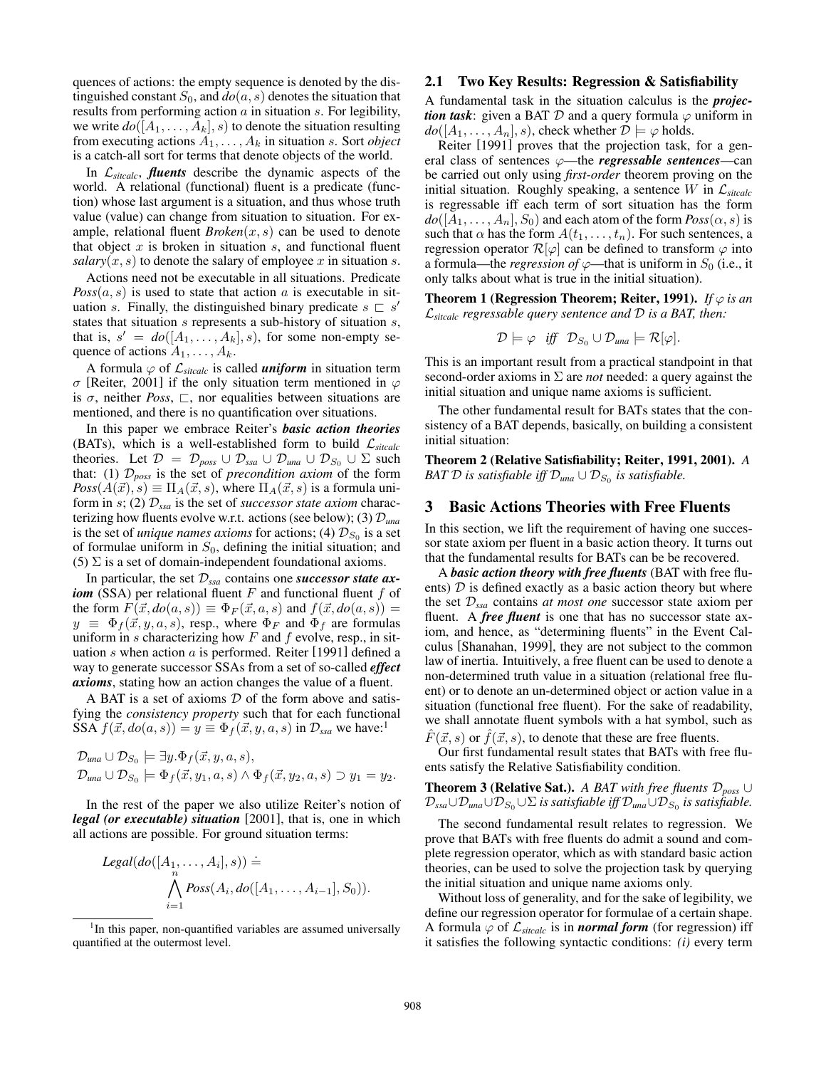quences of actions: the empty sequence is denoted by the distinguished constant $S_0$, and $do(a, s)$ denotes the situation that results from performing action $a$ in situation $s$. For legibility, we write $do([A_1, \ldots, A_k], s)$ to denote the situation resulting from executing actions $A_1, \ldots, A_k$ in situation $s$. Sort *object* is a catch-all sort for terms that denote objects of the world.

In $\mathcal{L}_{sitcalc}$, ***fluents*** describe the dynamic aspects of the world. A relational (functional) fluent is a predicate (function) whose last argument is a situation, and thus whose truth value (value) can change from situation to situation. For example, relational fluent $Broken(x, s)$ can be used to denote that object $x$ is broken in situation $s$, and functional fluent $salary(x, s)$ to denote the salary of employee $x$ in situation $s$.

Actions need not be executable in all situations. Predicate $Poss(a, s)$ is used to state that action $a$ is executable in situation $s$. Finally, the distinguished binary predicate $s \sqsubset s'$ states that situation $s$ represents a sub-history of situation $s$, that is, $s' = do([A_1, \ldots, A_k], s)$, for some non-empty sequence of actions $A_1, \ldots, A_k$.

A formula $\varphi$ of $\mathcal{L}_{sitcalc}$ is called ***uniform*** in situation term $\sigma$ [Reiter, 2001] if the only situation term mentioned in $\varphi$ is $\sigma$, neither *Poss*, $\sqsubset$, nor equalities between situations are mentioned, and there is no quantification over situations.

In this paper we embrace Reiter's ***basic action theories*** (BATs), which is a well-established form to build $\mathcal{L}_{sitcalc}$ theories. Let $\mathcal{D} = \mathcal{D}_{poss} \cup \mathcal{D}_{ssa} \cup \mathcal{D}_{una} \cup \mathcal{D}_{S_0} \cup \Sigma$ such that: (1) $\mathcal{D}_{poss}$ is the set of *precondition axiom* of the form $Poss(A(\vec{x}), s) \equiv \Pi_A(\vec{x}, s)$, where $\Pi_A(\vec{x}, s)$ is a formula uniform in $s$; (2) $\mathcal{D}_{ssa}$ is the set of *successor state axiom* characterizing how fluents evolve w.r.t. actions (see below); (3) $\mathcal{D}_{una}$ is the set of *unique names axioms* for actions; (4) $\mathcal{D}_{S_0}$ is a set of formulae uniform in $S_0$, defining the initial situation; and (5) $\Sigma$ is a set of domain-independent foundational axioms.

In particular, the set $\mathcal{D}_{ssa}$ contains one ***successor state axiom*** (SSA) per relational fluent $F$ and functional fluent $f$ of the form $F(\vec{x}, do(a, s)) \equiv \Phi_F(\vec{x}, a, s)$ and $f(\vec{x}, do(a, s)) = y \equiv \Phi_f(\vec{x}, y, a, s)$, resp., where $\Phi_F$ and $\Phi_f$ are formulas uniform in $s$ characterizing how $F$ and $f$ evolve, resp., in situation $s$ when action $a$ is performed. Reiter [1991] defined a way to generate successor SSAs from a set of so-called ***effect axioms***, stating how an action changes the value of a fluent.

A BAT is a set of axioms $\mathcal{D}$ of the form above and satisfying the *consistency property* such that for each functional SSA $f(\vec{x}, do(a, s)) = y \equiv \Phi_f(\vec{x}, y, a, s)$ in $\mathcal{D}_{ssa}$ we have:[1]

$$\mathcal{D}_{una} \cup \mathcal{D}_{S_0} \models \exists y. \Phi_f(\vec{x}, y, a, s),$$
$$\mathcal{D}_{una} \cup \mathcal{D}_{S_0} \models \Phi_f(\vec{x}, y_1, a, s) \wedge \Phi_f(\vec{x}, y_2, a, s) \supset y_1 = y_2.$$

In the rest of the paper we also utilize Reiter's notion of ***legal (or executable) situation*** [2001], that is, one in which all actions are possible. For ground situation terms:

$$Legal(do([A_1, \ldots, A_i], s)) \doteq \bigwedge_{i=1}^{n} Poss(A_i, do([A_1, \ldots, A_{i-1}], S_0)).$$

[1] In this paper, non-quantified variables are assumed universally quantified at the outermost level.

### 2.1 Two Key Results: Regression & Satisfiability

A fundamental task in the situation calculus is the ***projection task***: given a BAT $\mathcal{D}$ and a query formula $\varphi$ uniform in $do([A_1, \ldots, A_n], s)$, check whether $\mathcal{D} \models \varphi$ holds.

Reiter [1991] proves that the projection task, for a general class of sentences $\varphi$—the ***regressable sentences***—can be carried out only using *first-order* theorem proving on the initial situation. Roughly speaking, a sentence $W$ in $\mathcal{L}_{sitcalc}$ is regressable iff each term of sort situation has the form $do([A_1, \ldots, A_n], S_0)$ and each atom of the form $Poss(\alpha, s)$ is such that $\alpha$ has the form $A(t_1, \ldots, t_n)$. For such sentences, a regression operator $\mathcal{R}[\varphi]$ can be defined to transform $\varphi$ into a formula—the *regression of* $\varphi$—that is uniform in $S_0$ (i.e., it only talks about what is true in the initial situation).

**Theorem 1 (Regression Theorem; Reiter, 1991).** *If $\varphi$ is an $\mathcal{L}_{sitcalc}$ regressable query sentence and $\mathcal{D}$ is a BAT, then:*

$$\mathcal{D} \models \varphi \quad \textit{iff} \quad \mathcal{D}_{S_0} \cup \mathcal{D}_{una} \models \mathcal{R}[\varphi].$$

This is an important result from a practical standpoint in that second-order axioms in $\Sigma$ are *not* needed: a query against the initial situation and unique name axioms is sufficient.

The other fundamental result for BATs states that the consistency of a BAT depends, basically, on building a consistent initial situation:

**Theorem 2 (Relative Satisfiability; Reiter, 1991, 2001).** *A BAT $\mathcal{D}$ is satisfiable iff $\mathcal{D}_{una} \cup \mathcal{D}_{S_0}$ is satisfiable.*

## 3 Basic Actions Theories with Free Fluents

In this section, we lift the requirement of having one successor state axiom per fluent in a basic action theory. It turns out that the fundamental results for BATs can be be recovered.

A ***basic action theory with free fluents*** (BAT with free fluents) $\mathcal{D}$ is defined exactly as a basic action theory but where the set $\mathcal{D}_{ssa}$ contains *at most one* successor state axiom per fluent. A ***free fluent*** is one that has no successor state axiom, and hence, as "determining fluents" in the Event Calculus [Shanahan, 1999], they are not subject to the common law of inertia. Intuitively, a free fluent can be used to denote a non-determined truth value in a situation (relational free fluent) or to denote an un-determined object or action value in a situation (functional free fluent). For the sake of readability, we shall annotate fluent symbols with a hat symbol, such as $\hat{F}(\vec{x}, s)$ or $\hat{f}(\vec{x}, s)$, to denote that these are free fluents.

Our first fundamental result states that BATs with free fluents satisfy the Relative Satisfiability condition.

**Theorem 3 (Relative Sat.).** *A BAT with free fluents $\mathcal{D}_{poss} \cup \mathcal{D}_{ssa} \cup \mathcal{D}_{una} \cup \mathcal{D}_{S_0} \cup \Sigma$ is satisfiable iff $\mathcal{D}_{una} \cup \mathcal{D}_{S_0}$ is satisfiable.*

The second fundamental result relates to regression. We prove that BATs with free fluents do admit a sound and complete regression operator, which as with standard basic action theories, can be used to solve the projection task by querying the initial situation and unique name axioms only.

Without loss of generality, and for the sake of legibility, we define our regression operator for formulae of a certain shape. A formula $\varphi$ of $\mathcal{L}_{sitcalc}$ is in ***normal form*** (for regression) iff it satisfies the following syntactic conditions: *(i)* every term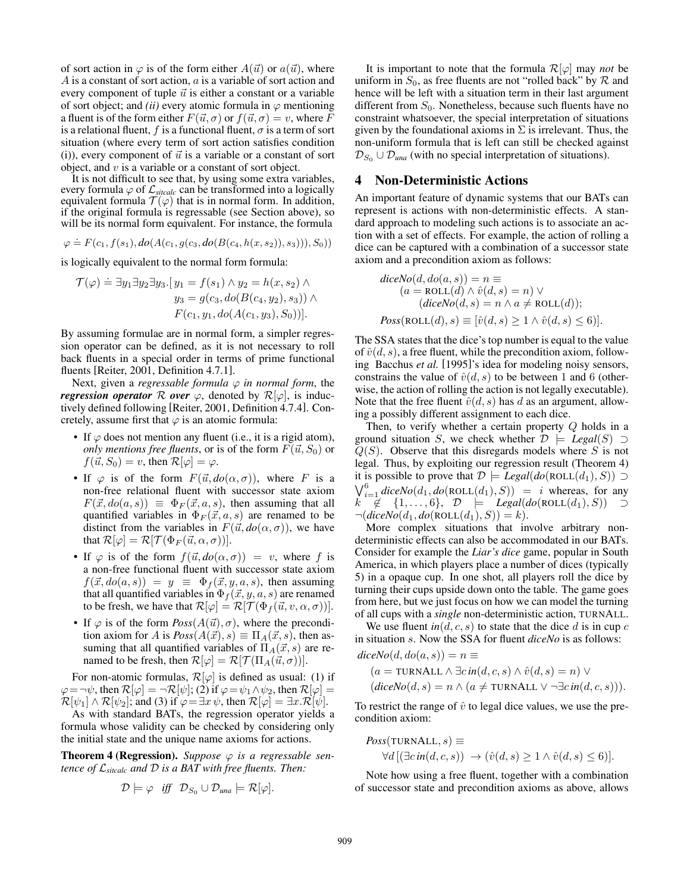of sort action in $\varphi$ is of the form either $A(\vec{u})$ or $a(\vec{u})$, where $A$ is a constant of sort action, $a$ is a variable of sort action and every component of tuple $\vec{u}$ is either a constant or a variable of sort object; and *(ii)* every atomic formula in $\varphi$ mentioning a fluent is of the form either $F(\vec{u}, \sigma)$ or $f(\vec{u}, \sigma) = v$, where $F$ is a relational fluent, $f$ is a functional fluent, $\sigma$ is a term of sort situation (where every term of sort action satisfies condition (i)), every component of $\vec{u}$ is a variable or a constant of sort object, and $v$ is a variable or a constant of sort object.

It is not difficult to see that, by using some extra variables, every formula $\varphi$ of $\mathcal{L}_{sitcalc}$ can be transformed into a logically equivalent formula $\mathcal{T}(\varphi)$ that is in normal form. In addition, if the original formula is regressable (see Section above), so will be its normal form equivalent. For instance, the formula

$$\varphi \doteq F(c_1, f(s_1), do(A(c_1, g(c_3, do(B(c_4, h(x, s_2)), s_3))), S_0))$$

is logically equivalent to the normal form formula:

$$\mathcal{T}(\varphi) \doteq \exists y_1 \exists y_2 \exists y_3.[\, y_1 = f(s_1) \wedge y_2 = h(x, s_2) \wedge y_3 = g(c_3, do(B(c_4, y_2), s_3)) \wedge F(c_1, y_1, do(A(c_1, y_3), S_0))].$$

By assuming formulae are in normal form, a simpler regression operator can be defined, as it is not necessary to roll back fluents in a special order in terms of prime functional fluents [Reiter, 2001, Definition 4.7.1].

Next, given a *regressable formula $\varphi$ in normal form*, the ***regression operator*** $\mathcal{R}$ ***over*** $\varphi$, denoted by $\mathcal{R}[\varphi]$, is inductively defined following [Reiter, 2001, Definition 4.7.4]. Concretely, assume first that $\varphi$ is an atomic formula:

- If $\varphi$ does not mention any fluent (i.e., it is a rigid atom), *only mentions free fluents*, or is of the form $F(\vec{u}, S_0)$ or $f(\vec{u}, S_0) = v$, then $\mathcal{R}[\varphi] = \varphi$.
- If $\varphi$ is of the form $F(\vec{u}, do(\alpha, \sigma))$, where $F$ is a non-free relational fluent with successor state axiom $F(\vec{x}, do(a, s)) \equiv \Phi_F(\vec{x}, a, s)$, then assuming that all quantified variables in $\Phi_F(\vec{x}, a, s)$ are renamed to be distinct from the variables in $F(\vec{u}, do(\alpha, \sigma))$, we have that $\mathcal{R}[\varphi] = \mathcal{R}[\mathcal{T}(\Phi_F(\vec{u}, \alpha, \sigma))]$.
- If $\varphi$ is of the form $f(\vec{u}, do(\alpha, \sigma)) = v$, where $f$ is a non-free functional fluent with successor state axiom $f(\vec{x}, do(a, s)) = y \equiv \Phi_f(\vec{x}, y, a, s)$, then assuming that all quantified variables in $\Phi_f(\vec{x}, y, a, s)$ are renamed to be fresh, we have that $\mathcal{R}[\varphi] = \mathcal{R}[\mathcal{T}(\Phi_f(\vec{u}, v, \alpha, \sigma))]$.
- If $\varphi$ is of the form $Poss(A(\vec{u}), \sigma)$, where the precondition axiom for $A$ is $Poss(A(\vec{x}), s) \equiv \Pi_A(\vec{x}, s)$, then assuming that all quantified variables of $\Pi_A(\vec{x}, s)$ are renamed to be fresh, then $\mathcal{R}[\varphi] = \mathcal{R}[\mathcal{T}(\Pi_A(\vec{u}, \sigma))]$.

For non-atomic formulas, $\mathcal{R}[\varphi]$ is defined as usual: (1) if $\varphi = \neg\psi$, then $\mathcal{R}[\varphi] = \neg\mathcal{R}[\psi]$; (2) if $\varphi = \psi_1 \wedge \psi_2$, then $\mathcal{R}[\varphi] = \mathcal{R}[\psi_1] \wedge \mathcal{R}[\psi_2]$; and (3) if $\varphi = \exists x\, \psi$, then $\mathcal{R}[\varphi] = \exists x.\mathcal{R}[\psi]$.

As with standard BATs, the regression operator yields a formula whose validity can be checked by considering only the initial state and the unique name axioms for actions.

**Theorem 4 (Regression).** *Suppose $\varphi$ is a regressable sentence of $\mathcal{L}_{sitcalc}$ and $\mathcal{D}$ is a BAT with free fluents. Then:*

$$\mathcal{D} \models \varphi \quad \textit{iff} \quad \mathcal{D}_{S_0} \cup \mathcal{D}_{una} \models \mathcal{R}[\varphi].$$

It is important to note that the formula $\mathcal{R}[\varphi]$ may *not* be uniform in $S_0$, as free fluents are not "rolled back" by $\mathcal{R}$ and hence will be left with a situation term in their last argument different from $S_0$. Nonetheless, because such fluents have no constraint whatsoever, the special interpretation of situations given by the foundational axioms in $\Sigma$ is irrelevant. Thus, the non-uniform formula that is left can still be checked against $\mathcal{D}_{S_0} \cup \mathcal{D}_{una}$ (with no special interpretation of situations).

## 4 Non-Deterministic Actions

An important feature of dynamic systems that our BATs can represent is actions with non-deterministic effects. A standard approach to modeling such actions is to associate an action with a set of effects. For example, the action of rolling a dice can be captured with a combination of a successor state axiom and a precondition axiom as follows:

$$\begin{aligned}
&diceNo(d, do(a, s)) = n \equiv \\
&\qquad (a = \textsc{roll}(d) \wedge \hat{v}(d, s) = n) \vee \\
&\qquad\quad (diceNo(d, s) = n \wedge a \neq \textsc{roll}(d)); \\
&Poss(\textsc{roll}(d), s) \equiv [\hat{v}(d, s) \geq 1 \wedge \hat{v}(d, s) \leq 6].
\end{aligned}$$

The SSA states that the dice's top number is equal to the value of $\hat{v}(d, s)$, a free fluent, while the precondition axiom, following Bacchus *et al.* [1995]'s idea for modeling noisy sensors, constrains the value of $\hat{v}(d, s)$ to be between 1 and 6 (otherwise, the action of rolling the action is not legally executable). Note that the free fluent $\hat{v}(d, s)$ has $d$ as an argument, allowing a possibly different assignment to each dice.

Then, to verify whether a certain property $Q$ holds in a ground situation $S$, we check whether $\mathcal{D} \models Legal(S) \supset Q(S)$. Observe that this disregards models where $S$ is not legal. Thus, by exploiting our regression result (Theorem 4) it is possible to prove that $\mathcal{D} \models Legal(do(\textsc{roll}(d_1), S)) \supset \bigvee_{i=1}^{6} diceNo(d_1, do(\textsc{roll}(d_1), S)) = i$ whereas, for any $k \notin \{1, \ldots, 6\}$, $\mathcal{D} \models Legal(do(\textsc{roll}(d_1), S)) \supset \neg(diceNo(d_1, do(\textsc{roll}(d_1), S)) = k)$.

More complex situations that involve arbitrary non-deterministic effects can also be accommodated in our BATs. Consider for example the *Liar's dice* game, popular in South America, in which players place a number of dices (typically 5) in a opaque cup. In one shot, all players roll the dice by turning their cups upside down onto the table. The game goes from here, but we just focus on how we can model the turning of all cups with a *single* non-deterministic action, $\textsc{turnAll}$.

We use fluent $in(d, c, s)$ to state that the dice $d$ is in cup $c$ in situation $s$. Now the SSA for fluent *diceNo* is as follows:

$$\begin{aligned}
&diceNo(d, do(a, s)) = n \equiv \\
&\quad (a = \textsc{turnAll} \wedge \exists c\, in(d, c, s) \wedge \hat{v}(d, s) = n) \vee \\
&\quad (diceNo(d, s) = n \wedge (a \neq \textsc{turnAll} \vee \neg\exists c\, in(d, c, s))).
\end{aligned}$$

To restrict the range of $\hat{v}$ to legal dice values, we use the precondition axiom:

$$\begin{aligned}
&Poss(\textsc{turnAll}, s) \equiv \\
&\qquad \forall d\, [(\exists c\, in(d, c, s)) \rightarrow (\hat{v}(d, s) \geq 1 \wedge \hat{v}(d, s) \leq 6)].
\end{aligned}$$

Note how using a free fluent, together with a combination of successor state and precondition axioms as above, allows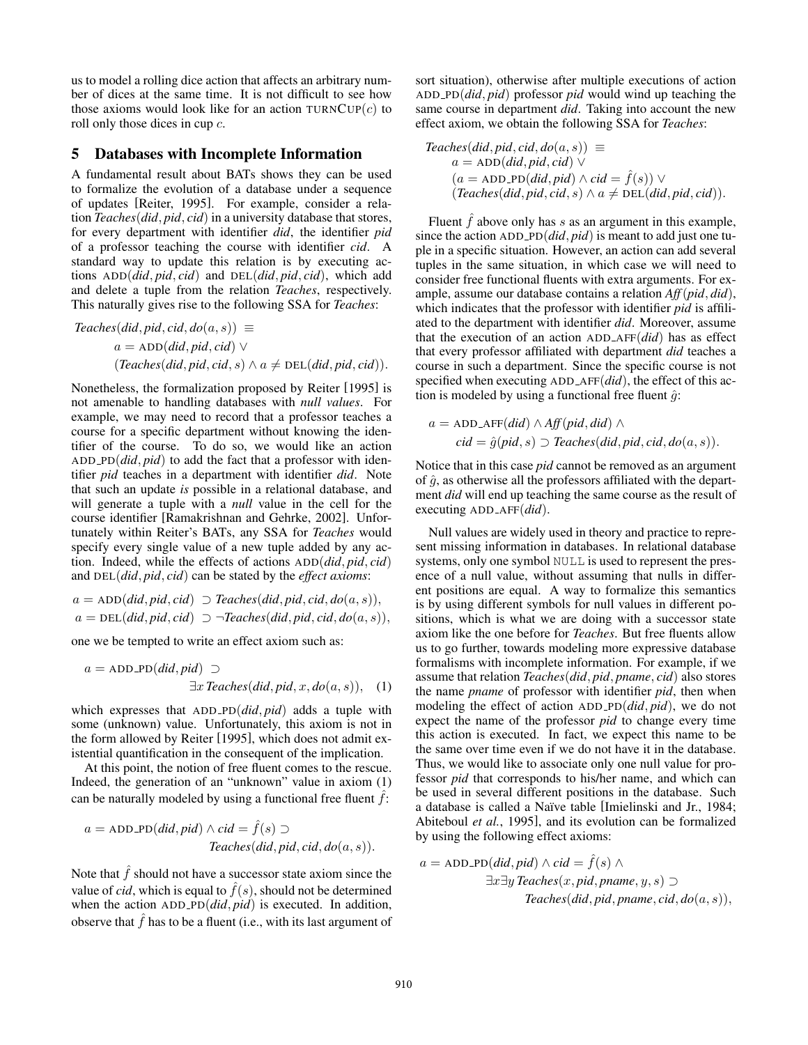us to model a rolling dice action that affects an arbitrary number of dices at the same time. It is not difficult to see how those axioms would look like for an action $\textsc{turnCup}(c)$ to roll only those dices in cup $c$.

## 5 Databases with Incomplete Information

A fundamental result about BATs shows they can be used to formalize the evolution of a database under a sequence of updates [Reiter, 1995]. For example, consider a relation $\mathit{Teaches}(\mathit{did}, \mathit{pid}, \mathit{cid})$ in a university database that stores, for every department with identifier *did*, the identifier *pid* of a professor teaching the course with identifier *cid*. A standard way to update this relation is by executing actions $\textsc{add}(\mathit{did}, \mathit{pid}, \mathit{cid})$ and $\textsc{del}(\mathit{did}, \mathit{pid}, \mathit{cid})$, which add and delete a tuple from the relation *Teaches*, respectively. This naturally gives rise to the following SSA for *Teaches*:

$$
\begin{aligned}
&\mathit{Teaches}(\mathit{did}, \mathit{pid}, \mathit{cid}, do(a, s)) \equiv \\
&\quad a = \textsc{add}(\mathit{did}, \mathit{pid}, \mathit{cid}) \lor \\
&\quad (\mathit{Teaches}(\mathit{did}, \mathit{pid}, \mathit{cid}, s) \land a \neq \textsc{del}(\mathit{did}, \mathit{pid}, \mathit{cid})).
\end{aligned}
$$

Nonetheless, the formalization proposed by Reiter [1995] is not amenable to handling databases with *null values*. For example, we may need to record that a professor teaches a course for a specific department without knowing the identifier of the course. To do so, we would like an action $\textsc{add\_pd}(\mathit{did}, \mathit{pid})$ to add the fact that a professor with identifier *pid* teaches in a department with identifier *did*. Note that such an update *is* possible in a relational database, and will generate a tuple with a *null* value in the cell for the course identifier [Ramakrishnan and Gehrke, 2002]. Unfortunately within Reiter's BATs, any SSA for *Teaches* would specify every single value of a new tuple added by any action. Indeed, while the effects of actions $\textsc{add}(\mathit{did}, \mathit{pid}, \mathit{cid})$ and $\textsc{del}(\mathit{did}, \mathit{pid}, \mathit{cid})$ can be stated by the *effect axioms*:

$$
\begin{aligned}
&a = \textsc{add}(\mathit{did}, \mathit{pid}, \mathit{cid}) \supset \mathit{Teaches}(\mathit{did}, \mathit{pid}, \mathit{cid}, do(a, s)), \\
&a = \textsc{del}(\mathit{did}, \mathit{pid}, \mathit{cid}) \supset \neg\mathit{Teaches}(\mathit{did}, \mathit{pid}, \mathit{cid}, do(a, s)),
\end{aligned}
$$

one we be tempted to write an effect axiom such as:

$$
a = \textsc{add\_pd}(\mathit{did}, \mathit{pid}) \supset \exists x\, \mathit{Teaches}(\mathit{did}, \mathit{pid}, x, do(a, s)), \quad (1)
$$

which expresses that $\textsc{add\_pd}(\mathit{did}, \mathit{pid})$ adds a tuple with some (unknown) value. Unfortunately, this axiom is not in the form allowed by Reiter [1995], which does not admit existential quantification in the consequent of the implication.

At this point, the notion of free fluent comes to the rescue. Indeed, the generation of an "unknown" value in axiom (1) can be naturally modeled by using a functional free fluent $\hat{f}$:

$$
a = \textsc{add\_pd}(\mathit{did}, \mathit{pid}) \land \mathit{cid} = \hat{f}(s) \supset \mathit{Teaches}(\mathit{did}, \mathit{pid}, \mathit{cid}, do(a, s)).
$$

Note that $\hat{f}$ should not have a successor state axiom since the value of *cid*, which is equal to $\hat{f}(s)$, should not be determined when the action $\textsc{add\_pd}(\mathit{did}, \mathit{pid})$ is executed. In addition, observe that $\hat{f}$ has to be a fluent (i.e., with its last argument of sort situation), otherwise after multiple executions of action $\textsc{add\_pd}(\mathit{did}, \mathit{pid})$ professor *pid* would wind up teaching the same course in department *did*. Taking into account the new effect axiom, we obtain the following SSA for *Teaches*:

$$
\begin{aligned}
&\mathit{Teaches}(\mathit{did}, \mathit{pid}, \mathit{cid}, do(a, s)) \equiv \\
&\quad a = \textsc{add}(\mathit{did}, \mathit{pid}, \mathit{cid}) \lor \\
&\quad (a = \textsc{add\_pd}(\mathit{did}, \mathit{pid}) \land \mathit{cid} = \hat{f}(s)) \lor \\
&\quad (\mathit{Teaches}(\mathit{did}, \mathit{pid}, \mathit{cid}, s) \land a \neq \textsc{del}(\mathit{did}, \mathit{pid}, \mathit{cid})).
\end{aligned}
$$

Fluent $\hat{f}$ above only has $s$ as an argument in this example, since the action $\textsc{add\_pd}(\mathit{did}, \mathit{pid})$ is meant to add just one tuple in a specific situation. However, an action can add several tuples in the same situation, in which case we will need to consider free functional fluents with extra arguments. For example, assume our database contains a relation $\mathit{Aff}(\mathit{pid}, \mathit{did})$, which indicates that the professor with identifier *pid* is affiliated to the department with identifier *did*. Moreover, assume that the execution of an action $\textsc{add\_aff}(\mathit{did})$ has as effect that every professor affiliated with department *did* teaches a course in such a department. Since the specific course is not specified when executing $\textsc{add\_aff}(\mathit{did})$, the effect of this action is modeled by using a functional free fluent $\hat{g}$:

$$
\begin{aligned}
&a = \textsc{add\_aff}(\mathit{did}) \land \mathit{Aff}(\mathit{pid}, \mathit{did}) \land \\
&\quad \mathit{cid} = \hat{g}(\mathit{pid}, s) \supset \mathit{Teaches}(\mathit{did}, \mathit{pid}, \mathit{cid}, do(a, s)).
\end{aligned}
$$

Notice that in this case *pid* cannot be removed as an argument of $\hat{g}$, as otherwise all the professors affiliated with the department *did* will end up teaching the same course as the result of executing $\textsc{add\_aff}(\mathit{did})$.

Null values are widely used in theory and practice to represent missing information in databases. In relational database systems, only one symbol `NULL` is used to represent the presence of a null value, without assuming that nulls in different positions are equal. A way to formalize this semantics is by using different symbols for null values in different positions, which is what we are doing with a successor state axiom like the one before for *Teaches*. But free fluents allow us to go further, towards modeling more expressive database formalisms with incomplete information. For example, if we assume that relation $\mathit{Teaches}(\mathit{did}, \mathit{pid}, \mathit{pname}, \mathit{cid})$ also stores the name *pname* of professor with identifier *pid*, then when modeling the effect of action $\textsc{add\_pd}(\mathit{did}, \mathit{pid})$, we do not expect the name of the professor *pid* to change every time this action is executed. In fact, we expect this name to be the same over time even if we do not have it in the database. Thus, we would like to associate only one null value for professor *pid* that corresponds to his/her name, and which can be used in several different positions in the database. Such a database is called a Naïve table [Imielinski and Jr., 1984; Abiteboul *et al.*, 1995], and its evolution can be formalized by using the following effect axioms:

$$
\begin{aligned}
&a = \textsc{add\_pd}(\mathit{did}, \mathit{pid}) \land \mathit{cid} = \hat{f}(s) \land \\
&\quad \exists x \exists y\, \mathit{Teaches}(x, \mathit{pid}, \mathit{pname}, y, s) \supset \\
&\quad\quad \mathit{Teaches}(\mathit{did}, \mathit{pid}, \mathit{pname}, \mathit{cid}, do(a, s)),
\end{aligned}
$$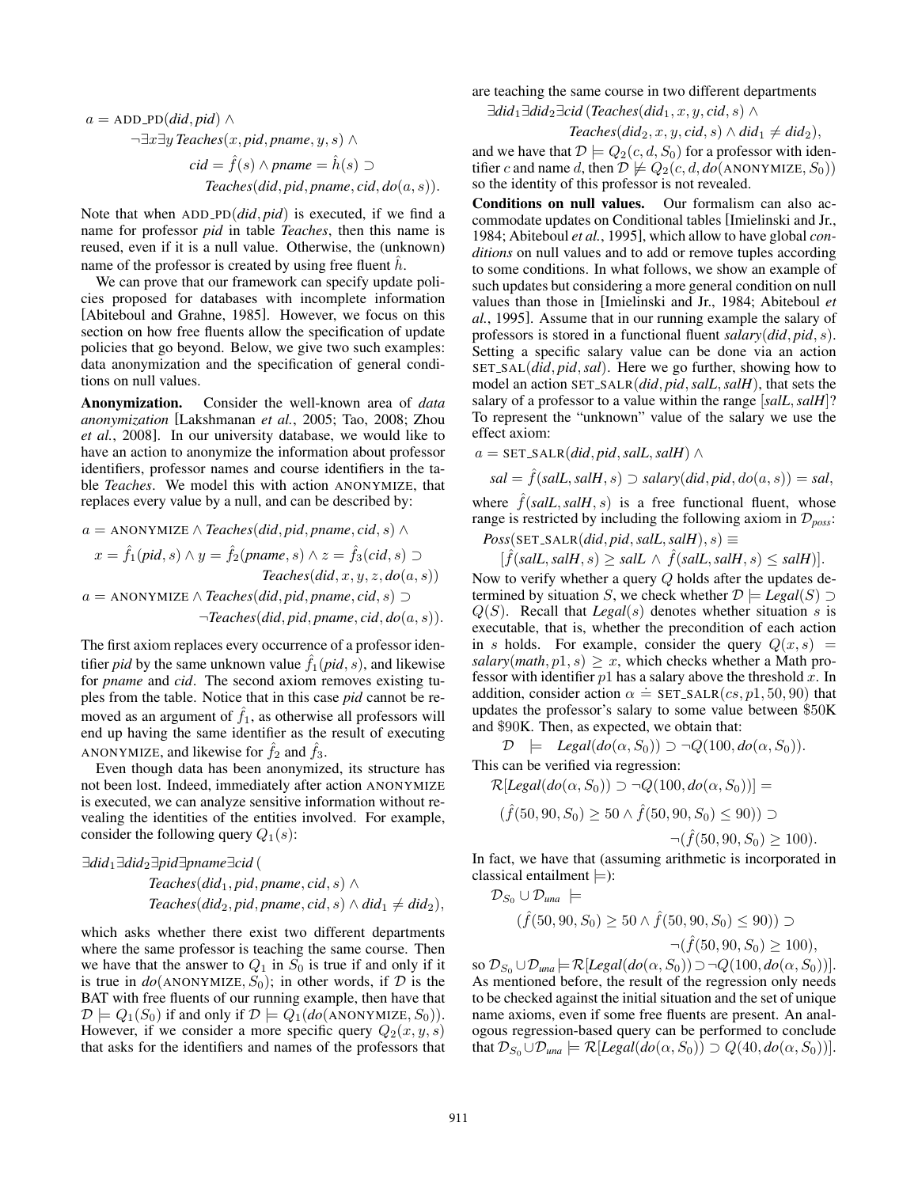$$a = \text{ADD\_PD}(did, pid) \wedge$$
$$\neg \exists x \exists y\, Teaches(x, pid, pname, y, s) \wedge$$
$$cid = \hat{f}(s) \wedge pname = \hat{h}(s) \supset$$
$$Teaches(did, pid, pname, cid, do(a, s)).$$

Note that when ADD_PD$(did, pid)$ is executed, if we find a name for professor *pid* in table *Teaches*, then this name is reused, even if it is a null value. Otherwise, the (unknown) name of the professor is created by using free fluent $\hat{h}$.

We can prove that our framework can specify update policies proposed for databases with incomplete information [Abiteboul and Grahne, 1985]. However, we focus on this section on how free fluents allow the specification of update policies that go beyond. Below, we give two such examples: data anonymization and the specification of general conditions on null values.

**Anonymization.** Consider the well-known area of *data anonymization* [Lakshmanan *et al.*, 2005; Tao, 2008; Zhou *et al.*, 2008]. In our university database, we would like to have an action to anonymize the information about professor identifiers, professor names and course identifiers in the table *Teaches*. We model this with action ANONYMIZE, that replaces every value by a null, and can be described by:

$$a = \text{ANONYMIZE} \wedge Teaches(did, pid, pname, cid, s) \wedge$$
$$x = \hat{f}_1(pid, s) \wedge y = \hat{f}_2(pname, s) \wedge z = \hat{f}_3(cid, s) \supset$$
$$Teaches(did, x, y, z, do(a, s))$$
$$a = \text{ANONYMIZE} \wedge Teaches(did, pid, pname, cid, s) \supset$$
$$\neg Teaches(did, pid, pname, cid, do(a, s)).$$

The first axiom replaces every occurrence of a professor identifier *pid* by the same unknown value $\hat{f}_1(pid, s)$, and likewise for *pname* and *cid*. The second axiom removes existing tuples from the table. Notice that in this case *pid* cannot be removed as an argument of $\hat{f}_1$, as otherwise all professors will end up having the same identifier as the result of executing ANONYMIZE, and likewise for $\hat{f}_2$ and $\hat{f}_3$.

Even though data has been anonymized, its structure has not been lost. Indeed, immediately after action ANONYMIZE is executed, we can analyze sensitive information without revealing the identities of the entities involved. For example, consider the following query $Q_1(s)$:

$$\exists did_1 \exists did_2 \exists pid \exists pname \exists cid\, ($$
$$Teaches(did_1, pid, pname, cid, s) \wedge$$
$$Teaches(did_2, pid, pname, cid, s) \wedge did_1 \neq did_2),$$

which asks whether there exist two different departments where the same professor is teaching the same course. Then we have that the answer to $Q_1$ in $S_0$ is true if and only if it is true in $do(\text{ANONYMIZE}, S_0)$; in other words, if $\mathcal{D}$ is the BAT with free fluents of our running example, then have that $\mathcal{D} \models Q_1(S_0)$ if and only if $\mathcal{D} \models Q_1(do(\text{ANONYMIZE}, S_0))$. However, if we consider a more specific query $Q_2(x, y, s)$ that asks for the identifiers and names of the professors that are teaching the same course in two different departments

$$\exists did_1 \exists did_2 \exists cid\, (Teaches(did_1, x, y, cid, s) \wedge$$
$$Teaches(did_2, x, y, cid, s) \wedge did_1 \neq did_2),$$

and we have that $\mathcal{D} \models Q_2(c, d, S_0)$ for a professor with identifier $c$ and name $d$, then $\mathcal{D} \not\models Q_2(c, d, do(\text{ANONYMIZE}, S_0))$ so the identity of this professor is not revealed.

**Conditions on null values.** Our formalism can also accommodate updates on Conditional tables [Imielinski and Jr., 1984; Abiteboul *et al.*, 1995], which allow to have global *conditions* on null values and to add or remove tuples according to some conditions. In what follows, we show an example of such updates but considering a more general condition on null values than those in [Imielinski and Jr., 1984; Abiteboul *et al.*, 1995]. Assume that in our running example the salary of professors is stored in a functional fluent $salary(did, pid, s)$. Setting a specific salary value can be done via an action SET_SAL$(did, pid, sal)$. Here we go further, showing how to model an action SET_SALR$(did, pid, salL, salH)$, that sets the salary of a professor to a value within the range $[salL, salH]$? To represent the "unknown" value of the salary we use the effect axiom:

$$a = \text{SET\_SALR}(did, pid, salL, salH) \wedge$$
$$sal = \hat{f}(salL, salH, s) \supset salary(did, pid, do(a, s)) = sal,$$

where $\hat{f}(salL, salH, s)$ is a free functional fluent, whose range is restricted by including the following axiom in $\mathcal{D}_{poss}$:

$$Poss(\text{SET\_SALR}(did, pid, salL, salH), s) \equiv$$
$$[\hat{f}(salL, salH, s) \geq salL \wedge \hat{f}(salL, salH, s) \leq salH].$$

Now to verify whether a query $Q$ holds after the updates determined by situation $S$, we check whether $\mathcal{D} \models Legal(S) \supset Q(S)$. Recall that $Legal(s)$ denotes whether situation $s$ is executable, that is, whether the precondition of each action in $s$ holds. For example, consider the query $Q(x, s) = salary(math, p1, s) \geq x$, which checks whether a Math professor with identifier $p1$ has a salary above the threshold $x$. In addition, consider action $\alpha \doteq \text{SET\_SALR}(cs, p1, 50, 90)$ that updates the professor's salary to some value between \$50K and \$90K. Then, as expected, we obtain that:

$$\mathcal{D} \models Legal(do(\alpha, S_0)) \supset \neg Q(100, do(\alpha, S_0)).$$

This can be verified via regression:

$$\mathcal{R}[Legal(do(\alpha, S_0)) \supset \neg Q(100, do(\alpha, S_0))] =$$
$$(\hat{f}(50, 90, S_0) \geq 50 \wedge \hat{f}(50, 90, S_0) \leq 90)) \supset$$
$$\neg(\hat{f}(50, 90, S_0) \geq 100).$$

In fact, we have that (assuming arithmetic is incorporated in classical entailment $\models$):

$$\mathcal{D}_{S_0} \cup \mathcal{D}_{una} \models$$
$$(\hat{f}(50, 90, S_0) \geq 50 \wedge \hat{f}(50, 90, S_0) \leq 90)) \supset$$
$$\neg(\hat{f}(50, 90, S_0) \geq 100),$$

so $\mathcal{D}_{S_0} \cup \mathcal{D}_{una} \models \mathcal{R}[Legal(do(\alpha, S_0)) \supset \neg Q(100, do(\alpha, S_0))]$. As mentioned before, the result of the regression only needs to be checked against the initial situation and the set of unique name axioms, even if some free fluents are present. An analogous regression-based query can be performed to conclude that $\mathcal{D}_{S_0} \cup \mathcal{D}_{una} \models \mathcal{R}[Legal(do(\alpha, S_0)) \supset Q(40, do(\alpha, S_0))]$.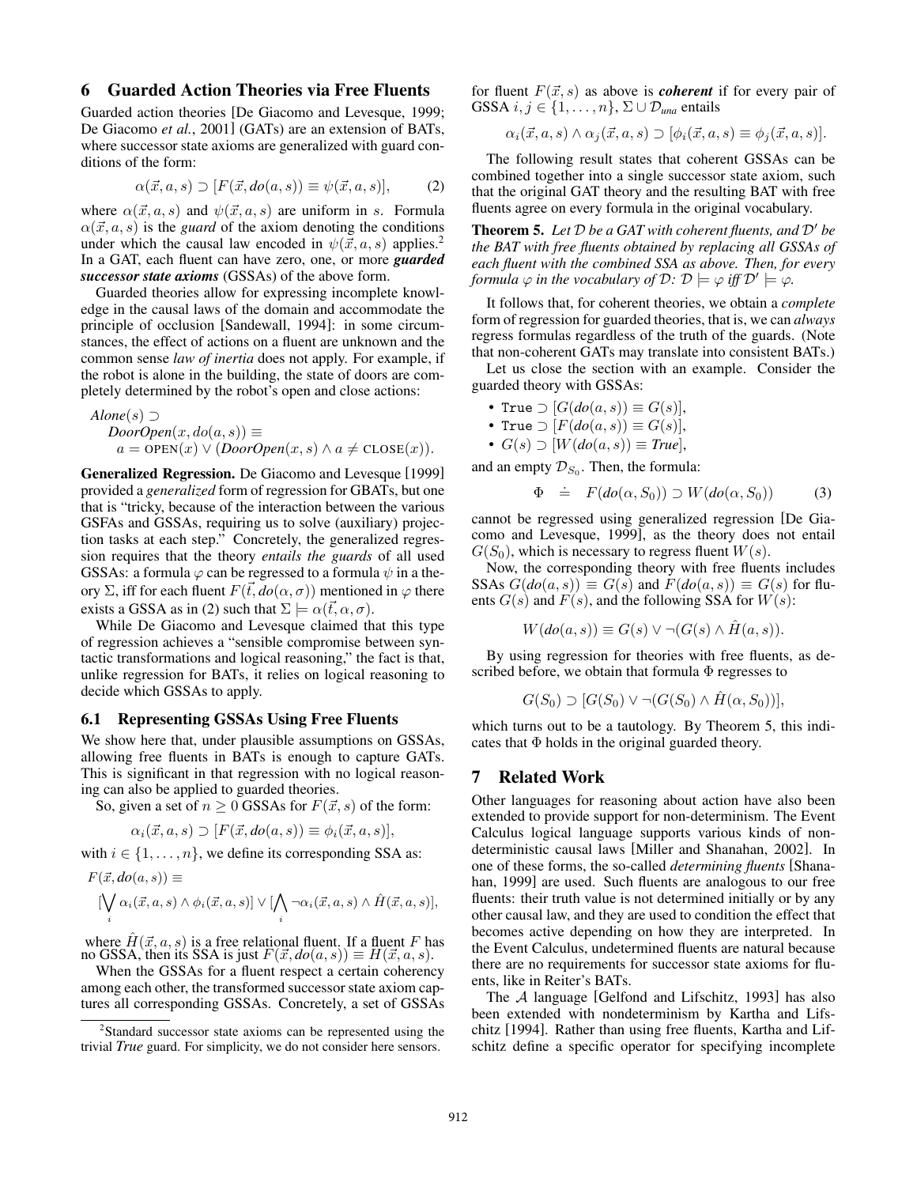## 6 Guarded Action Theories via Free Fluents

Guarded action theories [De Giacomo and Levesque, 1999; De Giacomo *et al.*, 2001] (GATs) are an extension of BATs, where successor state axioms are generalized with guard conditions of the form:

$$\alpha(\vec{x}, a, s) \supset [F(\vec{x}, do(a, s)) \equiv \psi(\vec{x}, a, s)], \tag{2}$$

where $\alpha(\vec{x}, a, s)$ and $\psi(\vec{x}, a, s)$ are uniform in $s$. Formula $\alpha(\vec{x}, a, s)$ is the *guard* of the axiom denoting the conditions under which the causal law encoded in $\psi(\vec{x}, a, s)$ applies.[2] In a GAT, each fluent can have zero, one, or more ***guarded successor state axioms*** (GSSAs) of the above form.

Guarded theories allow for expressing incomplete knowledge in the causal laws of the domain and accommodate the principle of occlusion [Sandewall, 1994]: in some circumstances, the effect of actions on a fluent are unknown and the common sense *law of inertia* does not apply. For example, if the robot is alone in the building, the state of doors are completely determined by the robot's open and close actions:

$$\begin{aligned}
&\mathit{Alone}(s) \supset \\
&\quad \mathit{DoorOpen}(x, do(a, s)) \equiv \\
&\qquad a = \text{OPEN}(x) \vee (\mathit{DoorOpen}(x, s) \wedge a \neq \text{CLOSE}(x)).
\end{aligned}$$

**Generalized Regression.** De Giacomo and Levesque [1999] provided a *generalized* form of regression for GBATs, but one that is "tricky, because of the interaction between the various GSFAs and GSSAs, requiring us to solve (auxiliary) projection tasks at each step." Concretely, the generalized regression requires that the theory *entails the guards* of all used GSSAs: a formula $\varphi$ can be regressed to a formula $\psi$ in a theory $\Sigma$, iff for each fluent $F(\vec{t}, do(\alpha, \sigma))$ mentioned in $\varphi$ there exists a GSSA as in (2) such that $\Sigma \models \alpha(\vec{t}, \alpha, \sigma)$.

While De Giacomo and Levesque claimed that this type of regression achieves a "sensible compromise between syntactic transformations and logical reasoning," the fact is that, unlike regression for BATs, it relies on logical reasoning to decide which GSSAs to apply.

### 6.1 Representing GSSAs Using Free Fluents

We show here that, under plausible assumptions on GSSAs, allowing free fluents in BATs is enough to capture GATs. This is significant in that regression with no logical reasoning can also be applied to guarded theories.

So, given a set of $n \geq 0$ GSSAs for $F(\vec{x}, s)$ of the form:

$$\alpha_i(\vec{x}, a, s) \supset [F(\vec{x}, do(a, s)) \equiv \phi_i(\vec{x}, a, s)],$$

with $i \in \{1, \ldots, n\}$, we define its corresponding SSA as:

$$\begin{aligned}
&F(\vec{x}, do(a, s)) \equiv \\
&\quad [\bigvee_i \alpha_i(\vec{x}, a, s) \wedge \phi_i(\vec{x}, a, s)] \vee [\bigwedge_i \neg\alpha_i(\vec{x}, a, s) \wedge \hat{H}(\vec{x}, a, s)],
\end{aligned}$$

where $\hat{H}(\vec{x}, a, s)$ is a free relational fluent. If a fluent $F$ has no GSSA, then its SSA is just $F(\vec{x}, do(a, s)) \equiv H(\vec{x}, a, s)$.

When the GSSAs for a fluent respect a certain coherency among each other, the transformed successor state axiom captures all corresponding GSSAs. Concretely, a set of GSSAs for fluent $F(\vec{x}, s)$ as above is ***coherent*** if for every pair of GSSA $i, j \in \{1, \ldots, n\}$, $\Sigma \cup \mathcal{D}_{una}$ entails

$$\alpha_i(\vec{x}, a, s) \wedge \alpha_j(\vec{x}, a, s) \supset [\phi_i(\vec{x}, a, s) \equiv \phi_j(\vec{x}, a, s)].$$

The following result states that coherent GSSAs can be combined together into a single successor state axiom, such that the original GAT theory and the resulting BAT with free fluents agree on every formula in the original vocabulary.

**Theorem 5.** *Let $\mathcal{D}$ be a GAT with coherent fluents, and $\mathcal{D}'$ be the BAT with free fluents obtained by replacing all GSSAs of each fluent with the combined SSA as above. Then, for every formula $\varphi$ in the vocabulary of $\mathcal{D}$: $\mathcal{D} \models \varphi$ iff $\mathcal{D}' \models \varphi$.*

It follows that, for coherent theories, we obtain a *complete* form of regression for guarded theories, that is, we can *always* regress formulas regardless of the truth of the guards. (Note that non-coherent GATs may translate into consistent BATs.)

Let us close the section with an example. Consider the guarded theory with GSSAs:

- $\texttt{True} \supset [G(do(a, s)) \equiv G(s)]$,
- $\texttt{True} \supset [F(do(a, s)) \equiv G(s)]$,
- $G(s) \supset [W(do(a, s)) \equiv \mathit{True}]$,

and an empty $\mathcal{D}_{S_0}$. Then, the formula:

$$\Phi \doteq F(do(\alpha, S_0)) \supset W(do(\alpha, S_0)) \tag{3}$$

cannot be regressed using generalized regression [De Giacomo and Levesque, 1999], as the theory does not entail $G(S_0)$, which is necessary to regress fluent $W(s)$.

Now, the corresponding theory with free fluents includes SSAs $G(do(a, s)) \equiv G(s)$ and $F(do(a, s)) \equiv G(s)$ for fluents $G(s)$ and $F(s)$, and the following SSA for $W(s)$:

$$W(do(a, s)) \equiv G(s) \vee \neg(G(s) \wedge \hat{H}(a, s)).$$

By using regression for theories with free fluents, as described before, we obtain that formula $\Phi$ regresses to

$$G(S_0) \supset [G(S_0) \vee \neg(G(S_0) \wedge \hat{H}(\alpha, S_0))],$$

which turns out to be a tautology. By Theorem 5, this indicates that $\Phi$ holds in the original guarded theory.

## 7 Related Work

Other languages for reasoning about action have also been extended to provide support for non-determinism. The Event Calculus logical language supports various kinds of non-deterministic causal laws [Miller and Shanahan, 2002]. In one of these forms, the so-called *determining fluents* [Shanahan, 1999] are used. Such fluents are analogous to our free fluents: their truth value is not determined initially or by any other causal law, and they are used to condition the effect that becomes active depending on how they are interpreted. In the Event Calculus, undetermined fluents are natural because there are no requirements for successor state axioms for fluents, like in Reiter's BATs.

The $\mathcal{A}$ language [Gelfond and Lifschitz, 1993] has also been extended with nondeterminism by Kartha and Lifschitz [1994]. Rather than using free fluents, Kartha and Lifschitz define a specific operator for specifying incomplete

[2] Standard successor state axioms can be represented using the trivial *True* guard. For simplicity, we do not consider here sensors.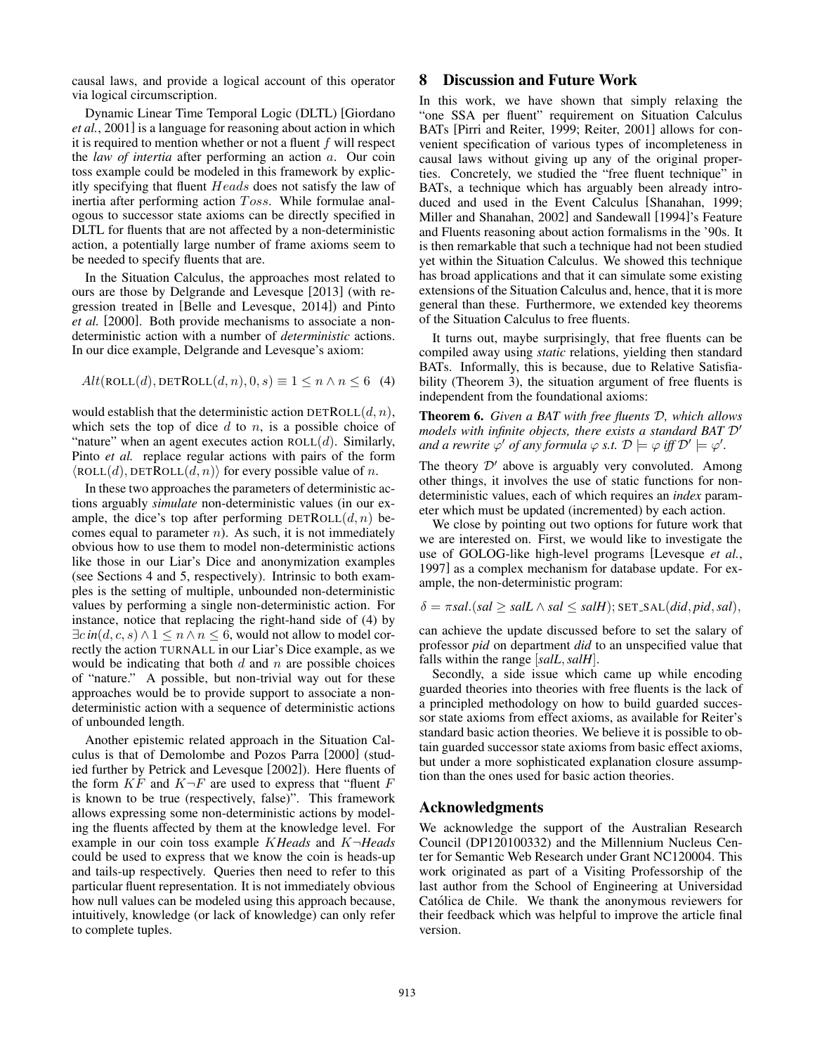causal laws, and provide a logical account of this operator via logical circumscription.

Dynamic Linear Time Temporal Logic (DLTL) [Giordano *et al.*, 2001] is a language for reasoning about action in which it is required to mention whether or not a fluent $f$ will respect the *law of intertia* after performing an action $a$. Our coin toss example could be modeled in this framework by explicitly specifying that fluent $Heads$ does not satisfy the law of inertia after performing action $Toss$. While formulae analogous to successor state axioms can be directly specified in DLTL for fluents that are not affected by a non-deterministic action, a potentially large number of frame axioms seem to be needed to specify fluents that are.

In the Situation Calculus, the approaches most related to ours are those by Delgrande and Levesque [2013] (with regression treated in [Belle and Levesque, 2014]) and Pinto *et al.* [2000]. Both provide mechanisms to associate a non-deterministic action with a number of *deterministic* actions. In our dice example, Delgrande and Levesque's axiom:

$$Alt(\text{ROLL}(d), \text{DETROLL}(d, n), 0, s) \equiv 1 \leq n \wedge n \leq 6 \quad (4)$$

would establish that the deterministic action $\text{DETROLL}(d, n)$, which sets the top of dice $d$ to $n$, is a possible choice of "nature" when an agent executes action $\text{ROLL}(d)$. Similarly, Pinto *et al.* replace regular actions with pairs of the form $\langle \text{ROLL}(d), \text{DETROLL}(d, n) \rangle$ for every possible value of $n$.

In these two approaches the parameters of deterministic actions arguably *simulate* non-deterministic values (in our example, the dice's top after performing $\text{DETROLL}(d, n)$ becomes equal to parameter $n$). As such, it is not immediately obvious how to use them to model non-deterministic actions like those in our Liar's Dice and anonymization examples (see Sections 4 and 5, respectively). Intrinsic to both examples is the setting of multiple, unbounded non-deterministic values by performing a single non-deterministic action. For instance, notice that replacing the right-hand side of (4) by $\exists c\, in(d, c, s) \wedge 1 \leq n \wedge n \leq 6$, would not allow to model correctly the action TURNALL in our Liar's Dice example, as we would be indicating that both $d$ and $n$ are possible choices of "nature." A possible, but non-trivial way out for these approaches would be to provide support to associate a non-deterministic action with a sequence of deterministic actions of unbounded length.

Another epistemic related approach in the Situation Calculus is that of Demolombe and Pozos Parra [2000] (studied further by Petrick and Levesque [2002]). Here fluents of the form $KF$ and $K\neg F$ are used to express that "fluent $F$ is known to be true (respectively, false)". This framework allows expressing some non-deterministic actions by modeling the fluents affected by them at the knowledge level. For example in our coin toss example $K\mathit{Heads}$ and $K\neg\mathit{Heads}$ could be used to express that we know the coin is heads-up and tails-up respectively. Queries then need to refer to this particular fluent representation. It is not immediately obvious how null values can be modeled using this approach because, intuitively, knowledge (or lack of knowledge) can only refer to complete tuples.

## 8 Discussion and Future Work

In this work, we have shown that simply relaxing the "one SSA per fluent" requirement on Situation Calculus BATs [Pirri and Reiter, 1999; Reiter, 2001] allows for convenient specification of various types of incompleteness in causal laws without giving up any of the original properties. Concretely, we studied the "free fluent technique" in BATs, a technique which has arguably been already introduced and used in the Event Calculus [Shanahan, 1999; Miller and Shanahan, 2002] and Sandewall [1994]'s Feature and Fluents reasoning about action formalisms in the '90s. It is then remarkable that such a technique had not been studied yet within the Situation Calculus. We showed this technique has broad applications and that it can simulate some existing extensions of the Situation Calculus and, hence, that it is more general than these. Furthermore, we extended key theorems of the Situation Calculus to free fluents.

It turns out, maybe surprisingly, that free fluents can be compiled away using *static* relations, yielding then standard BATs. Informally, this is because, due to Relative Satisfiability (Theorem 3), the situation argument of free fluents is independent from the foundational axioms:

**Theorem 6.** *Given a BAT with free fluents $\mathcal{D}$, which allows models with infinite objects, there exists a standard BAT $\mathcal{D}'$ and a rewrite $\varphi'$ of any formula $\varphi$ s.t. $\mathcal{D} \models \varphi$ iff $\mathcal{D}' \models \varphi'$.*

The theory $\mathcal{D}'$ above is arguably very convoluted. Among other things, it involves the use of static functions for non-deterministic values, each of which requires an *index* parameter which must be updated (incremented) by each action.

We close by pointing out two options for future work that we are interested on. First, we would like to investigate the use of GOLOG-like high-level programs [Levesque *et al.*, 1997] as a complex mechanism for database update. For example, the non-deterministic program:

$$\delta = \pi \mathit{sal}.(\mathit{sal} \geq \mathit{salL} \wedge \mathit{sal} \leq \mathit{salH}); \text{SET\_SAL}(\mathit{did}, \mathit{pid}, \mathit{sal}),$$

can achieve the update discussed before to set the salary of professor *pid* on department *did* to an unspecified value that falls within the range [*salL*, *salH*].

Secondly, a side issue which came up while encoding guarded theories into theories with free fluents is the lack of a principled methodology on how to build guarded successor state axioms from effect axioms, as available for Reiter's standard basic action theories. We believe it is possible to obtain guarded successor state axioms from basic effect axioms, but under a more sophisticated explanation closure assumption than the ones used for basic action theories.

## Acknowledgments

We acknowledge the support of the Australian Research Council (DP120100332) and the Millennium Nucleus Center for Semantic Web Research under Grant NC120004. This work originated as part of a Visiting Professorship of the last author from the School of Engineering at Universidad Católica de Chile. We thank the anonymous reviewers for their feedback which was helpful to improve the article final version.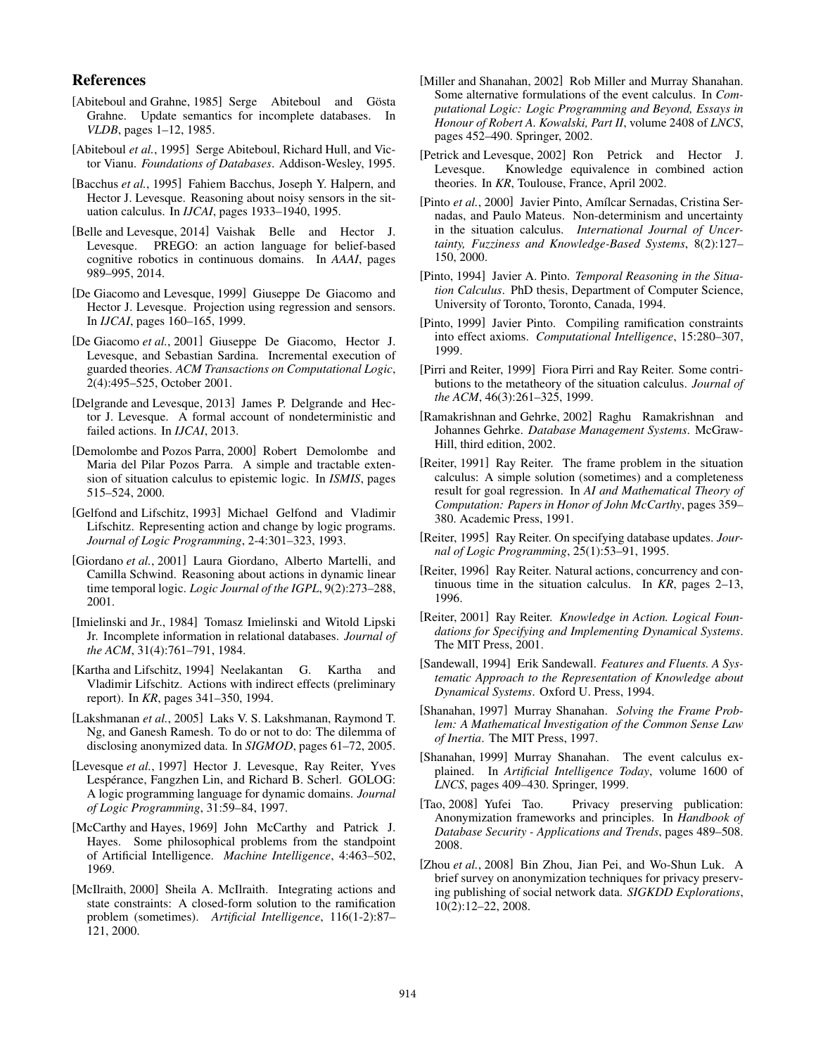## References

[Abiteboul and Grahne, 1985] Serge Abiteboul and Gösta Grahne. Update semantics for incomplete databases. In *VLDB*, pages 1–12, 1985.

[Abiteboul *et al.*, 1995] Serge Abiteboul, Richard Hull, and Victor Vianu. *Foundations of Databases*. Addison-Wesley, 1995.

[Bacchus *et al.*, 1995] Fahiem Bacchus, Joseph Y. Halpern, and Hector J. Levesque. Reasoning about noisy sensors in the situation calculus. In *IJCAI*, pages 1933–1940, 1995.

[Belle and Levesque, 2014] Vaishak Belle and Hector J. Levesque. PREGO: an action language for belief-based cognitive robotics in continuous domains. In *AAAI*, pages 989–995, 2014.

[De Giacomo and Levesque, 1999] Giuseppe De Giacomo and Hector J. Levesque. Projection using regression and sensors. In *IJCAI*, pages 160–165, 1999.

[De Giacomo *et al.*, 2001] Giuseppe De Giacomo, Hector J. Levesque, and Sebastian Sardina. Incremental execution of guarded theories. *ACM Transactions on Computational Logic*, 2(4):495–525, October 2001.

[Delgrande and Levesque, 2013] James P. Delgrande and Hector J. Levesque. A formal account of nondeterministic and failed actions. In *IJCAI*, 2013.

[Demolombe and Pozos Parra, 2000] Robert Demolombe and Maria del Pilar Pozos Parra. A simple and tractable extension of situation calculus to epistemic logic. In *ISMIS*, pages 515–524, 2000.

[Gelfond and Lifschitz, 1993] Michael Gelfond and Vladimir Lifschitz. Representing action and change by logic programs. *Journal of Logic Programming*, 2-4:301–323, 1993.

[Giordano *et al.*, 2001] Laura Giordano, Alberto Martelli, and Camilla Schwind. Reasoning about actions in dynamic linear time temporal logic. *Logic Journal of the IGPL*, 9(2):273–288, 2001.

[Imielinski and Jr., 1984] Tomasz Imielinski and Witold Lipski Jr. Incomplete information in relational databases. *Journal of the ACM*, 31(4):761–791, 1984.

[Kartha and Lifschitz, 1994] Neelakantan G. Kartha and Vladimir Lifschitz. Actions with indirect effects (preliminary report). In *KR*, pages 341–350, 1994.

[Lakshmanan *et al.*, 2005] Laks V. S. Lakshmanan, Raymond T. Ng, and Ganesh Ramesh. To do or not to do: The dilemma of disclosing anonymized data. In *SIGMOD*, pages 61–72, 2005.

[Levesque *et al.*, 1997] Hector J. Levesque, Ray Reiter, Yves Lespérance, Fangzhen Lin, and Richard B. Scherl. GOLOG: A logic programming language for dynamic domains. *Journal of Logic Programming*, 31:59–84, 1997.

[McCarthy and Hayes, 1969] John McCarthy and Patrick J. Hayes. Some philosophical problems from the standpoint of Artificial Intelligence. *Machine Intelligence*, 4:463–502, 1969.

[McIlraith, 2000] Sheila A. McIlraith. Integrating actions and state constraints: A closed-form solution to the ramification problem (sometimes). *Artificial Intelligence*, 116(1-2):87–121, 2000.

[Miller and Shanahan, 2002] Rob Miller and Murray Shanahan. Some alternative formulations of the event calculus. In *Computational Logic: Logic Programming and Beyond, Essays in Honour of Robert A. Kowalski, Part II*, volume 2408 of *LNCS*, pages 452–490. Springer, 2002.

[Petrick and Levesque, 2002] Ron Petrick and Hector J. Levesque. Knowledge equivalence in combined action theories. In *KR*, Toulouse, France, April 2002.

[Pinto *et al.*, 2000] Javier Pinto, Amílcar Sernadas, Cristina Sernadas, and Paulo Mateus. Non-determinism and uncertainty in the situation calculus. *International Journal of Uncertainty, Fuzziness and Knowledge-Based Systems*, 8(2):127–150, 2000.

[Pinto, 1994] Javier A. Pinto. *Temporal Reasoning in the Situation Calculus*. PhD thesis, Department of Computer Science, University of Toronto, Toronto, Canada, 1994.

[Pinto, 1999] Javier Pinto. Compiling ramification constraints into effect axioms. *Computational Intelligence*, 15:280–307, 1999.

[Pirri and Reiter, 1999] Fiora Pirri and Ray Reiter. Some contributions to the metatheory of the situation calculus. *Journal of the ACM*, 46(3):261–325, 1999.

[Ramakrishnan and Gehrke, 2002] Raghu Ramakrishnan and Johannes Gehrke. *Database Management Systems*. McGraw-Hill, third edition, 2002.

[Reiter, 1991] Ray Reiter. The frame problem in the situation calculus: A simple solution (sometimes) and a completeness result for goal regression. In *AI and Mathematical Theory of Computation: Papers in Honor of John McCarthy*, pages 359–380. Academic Press, 1991.

[Reiter, 1995] Ray Reiter. On specifying database updates. *Journal of Logic Programming*, 25(1):53–91, 1995.

[Reiter, 1996] Ray Reiter. Natural actions, concurrency and continuous time in the situation calculus. In *KR*, pages 2–13, 1996.

[Reiter, 2001] Ray Reiter. *Knowledge in Action. Logical Foundations for Specifying and Implementing Dynamical Systems*. The MIT Press, 2001.

[Sandewall, 1994] Erik Sandewall. *Features and Fluents. A Systematic Approach to the Representation of Knowledge about Dynamical Systems*. Oxford U. Press, 1994.

[Shanahan, 1997] Murray Shanahan. *Solving the Frame Problem: A Mathematical Investigation of the Common Sense Law of Inertia*. The MIT Press, 1997.

[Shanahan, 1999] Murray Shanahan. The event calculus explained. In *Artificial Intelligence Today*, volume 1600 of *LNCS*, pages 409–430. Springer, 1999.

[Tao, 2008] Yufei Tao. Privacy preserving publication: Anonymization frameworks and principles. In *Handbook of Database Security - Applications and Trends*, pages 489–508. 2008.

[Zhou *et al.*, 2008] Bin Zhou, Jian Pei, and Wo-Shun Luk. A brief survey on anonymization techniques for privacy preserving publishing of social network data. *SIGKDD Explorations*, 10(2):12–22, 2008.